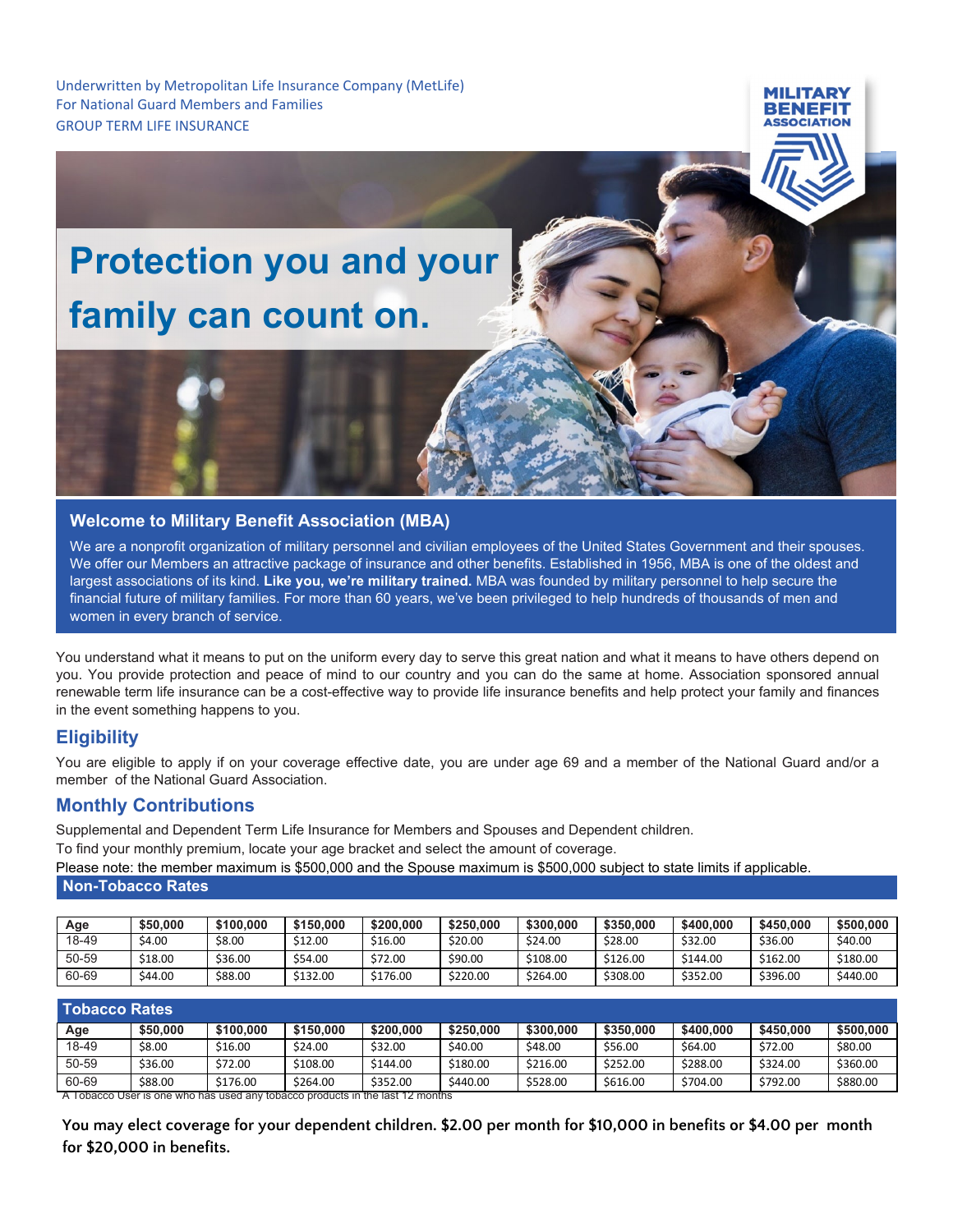Underwritten by Metropolitan Life Insurance Company (MetLife)
For National Guard Members and Families
GROUP TERM LIFE INSURANCE

MILITARY BENEFIT ASSOCIATION

# Protection you and your family can count on.

## Welcome to Military Benefit Association (MBA)

We are a nonprofit organization of military personnel and civilian employees of the United States Government and their spouses. We offer our Members an attractive package of insurance and other benefits. Established in 1956, MBA is one of the oldest and largest associations of its kind. **Like you, we're military trained.** MBA was founded by military personnel to help secure the financial future of military families. For more than 60 years, we've been privileged to help hundreds of thousands of men and women in every branch of service.

You understand what it means to put on the uniform every day to serve this great nation and what it means to have others depend on you. You provide protection and peace of mind to our country and you can do the same at home. Association sponsored annual renewable term life insurance can be a cost-effective way to provide life insurance benefits and help protect your family and finances in the event something happens to you.

## Eligibility

You are eligible to apply if on your coverage effective date, you are under age 69 and a member of the National Guard and/or a member of the National Guard Association.

## Monthly Contributions

Supplemental and Dependent Term Life Insurance for Members and Spouses and Dependent children.

To find your monthly premium, locate your age bracket and select the amount of coverage.

Please note: the member maximum is $500,000 and the Spouse maximum is $500,000 subject to state limits if applicable.

### Non-Tobacco Rates

| Age | $50,000 | $100,000 | $150,000 | $200,000 | $250,000 | $300,000 | $350,000 | $400,000 | $450,000 | $500,000 |
|---|---|---|---|---|---|---|---|---|---|---|
| 18-49 | $4.00 | $8.00 | $12.00 | $16.00 | $20.00 | $24.00 | $28.00 | $32.00 | $36.00 | $40.00 |
| 50-59 | $18.00 | $36.00 | $54.00 | $72.00 | $90.00 | $108.00 | $126.00 | $144.00 | $162.00 | $180.00 |
| 60-69 | $44.00 | $88.00 | $132.00 | $176.00 | $220.00 | $264.00 | $308.00 | $352.00 | $396.00 | $440.00 |

### Tobacco Rates

| Age | $50,000 | $100,000 | $150,000 | $200,000 | $250,000 | $300,000 | $350,000 | $400,000 | $450,000 | $500,000 |
|---|---|---|---|---|---|---|---|---|---|---|
| 18-49 | $8.00 | $16.00 | $24.00 | $32.00 | $40.00 | $48.00 | $56.00 | $64.00 | $72.00 | $80.00 |
| 50-59 | $36.00 | $72.00 | $108.00 | $144.00 | $180.00 | $216.00 | $252.00 | $288.00 | $324.00 | $360.00 |
| 60-69 | $88.00 | $176.00 | $264.00 | $352.00 | $440.00 | $528.00 | $616.00 | $704.00 | $792.00 | $880.00 |

A Tobacco User is one who has used any tobacco products in the last 12 months

**You may elect coverage for your dependent children. $2.00 per month for $10,000 in benefits or $4.00 per month for $20,000 in benefits.**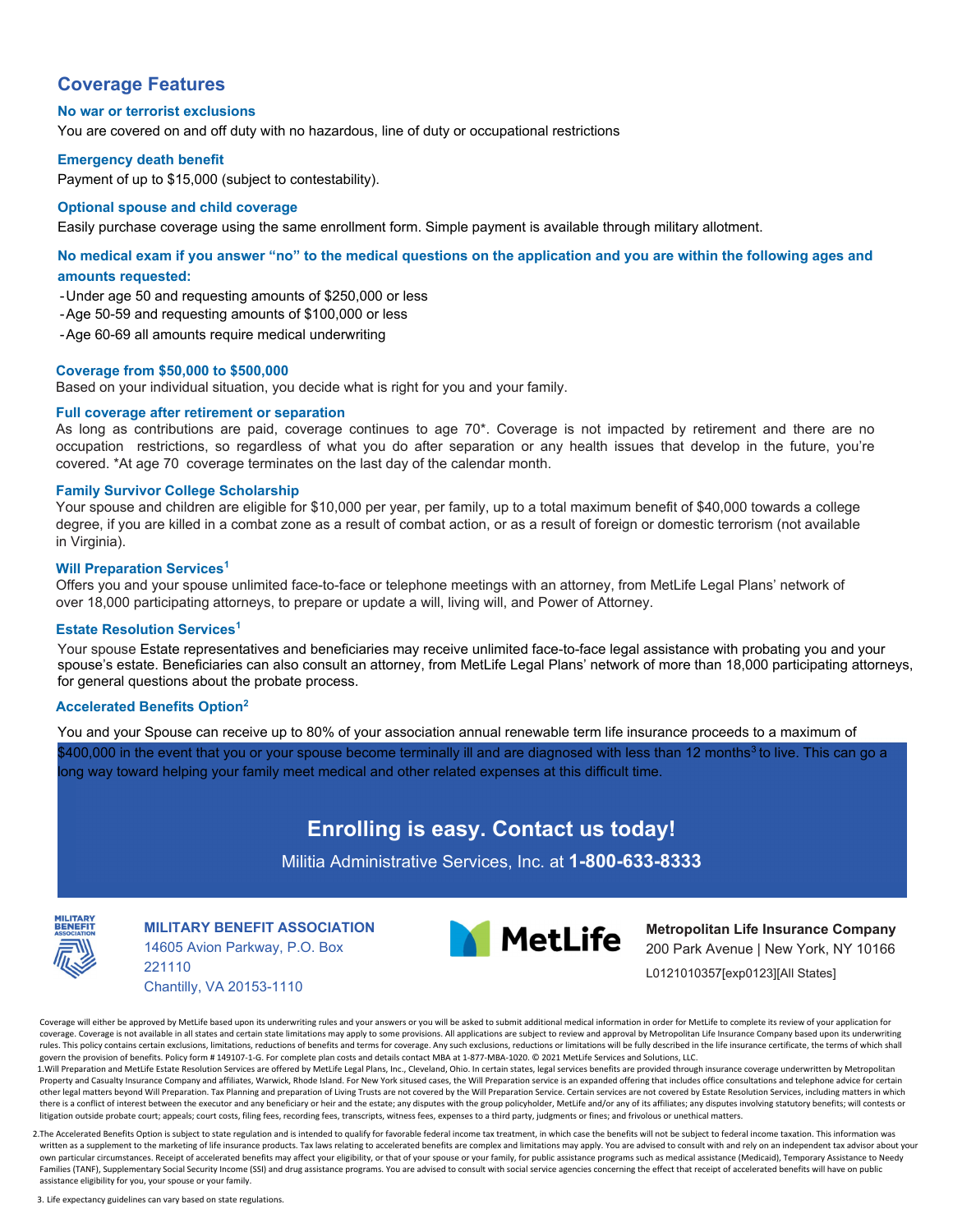## Coverage Features

### No war or terrorist exclusions

You are covered on and off duty with no hazardous, line of duty or occupational restrictions

### Emergency death benefit

Payment of up to $15,000 (subject to contestability).

### Optional spouse and child coverage

Easily purchase coverage using the same enrollment form. Simple payment is available through military allotment.

### No medical exam if you answer "no" to the medical questions on the application and you are within the following ages and amounts requested:

- Under age 50 and requesting amounts of $250,000 or less
- Age 50-59 and requesting amounts of $100,000 or less
- Age 60-69 all amounts require medical underwriting

### Coverage from $50,000 to $500,000

Based on your individual situation, you decide what is right for you and your family.

### Full coverage after retirement or separation

As long as contributions are paid, coverage continues to age 70*. Coverage is not impacted by retirement and there are no occupation restrictions, so regardless of what you do after separation or any health issues that develop in the future, you're covered. *At age 70 coverage terminates on the last day of the calendar month.

### Family Survivor College Scholarship

Your spouse and children are eligible for $10,000 per year, per family, up to a total maximum benefit of $40,000 towards a college degree, if you are killed in a combat zone as a result of combat action, or as a result of foreign or domestic terrorism (not available in Virginia).

### Will Preparation Services[1]

Offers you and your spouse unlimited face-to-face or telephone meetings with an attorney, from MetLife Legal Plans' network of over 18,000 participating attorneys, to prepare or update a will, living will, and Power of Attorney.

### Estate Resolution Services[1]

Your spouse Estate representatives and beneficiaries may receive unlimited face-to-face legal assistance with probating you and your spouse's estate. Beneficiaries can also consult an attorney, from MetLife Legal Plans' network of more than 18,000 participating attorneys, for general questions about the probate process.

### Accelerated Benefits Option[2]

You and your Spouse can receive up to 80% of your association annual renewable term life insurance proceeds to a maximum of $400,000 in the event that you or your spouse become terminally ill and are diagnosed with less than 12 months[3] to live. This can go a long way toward helping your family meet medical and other related expenses at this difficult time.

## Enrolling is easy. Contact us today!

Militia Administrative Services, Inc. at **1-800-633-8333**

**MILITARY BENEFIT ASSOCIATION**
14605 Avion Parkway, P.O. Box 221110
Chantilly, VA 20153-1110

**Metropolitan Life Insurance Company**
200 Park Avenue | New York, NY 10166
L0121010357[exp0123][All States]

Coverage will either be approved by MetLife based upon its underwriting rules and your answers or you will be asked to submit additional medical information in order for MetLife to complete its review of your application for coverage. Coverage is not available in all states and certain state limitations may apply to some provisions. All applications are subject to review and approval by Metropolitan Life Insurance Company based upon its underwriting rules. This policy contains certain exclusions, limitations, reductions of benefits and terms for coverage. Any such exclusions, reductions or limitations will be fully described in the life insurance certificate, the terms of which shall govern the provision of benefits. Policy form # 149107-1-G. For complete plan costs and details contact MBA at 1-877-MBA-1020. © 2021 MetLife Services and Solutions, LLC.

1. Will Preparation and MetLife Estate Resolution Services are offered by MetLife Legal Plans, Inc., Cleveland, Ohio. In certain states, legal services benefits are provided through insurance coverage underwritten by Metropolitan Property and Casualty Insurance Company and affiliates, Warwick, Rhode Island. For New York sitused cases, the Will Preparation service is an expanded offering that includes office consultations and telephone advice for certain other legal matters beyond Will Preparation. Tax Planning and preparation of Living Trusts are not covered by the Will Preparation Service. Certain services are not covered by Estate Resolution Services, including matters in which there is a conflict of interest between the executor and any beneficiary or heir and the estate; any disputes with the group policyholder, MetLife and/or any of its affiliates; any disputes involving statutory benefits; will contests or litigation outside probate court; appeals; court costs, filing fees, recording fees, transcripts, witness fees, expenses to a third party, judgments or fines; and frivolous or unethical matters.

2. The Accelerated Benefits Option is subject to state regulation and is intended to qualify for favorable federal income tax treatment, in which case the benefits will not be subject to federal income taxation. This information was written as a supplement to the marketing of life insurance products. Tax laws relating to accelerated benefits are complex and limitations may apply. You are advised to consult with and rely on an independent tax advisor about your own particular circumstances. Receipt of accelerated benefits may affect your eligibility, or that of your spouse or your family, for public assistance programs such as medical assistance (Medicaid), Temporary Assistance to Needy Families (TANF), Supplementary Social Security Income (SSI) and drug assistance programs. You are advised to consult with social service agencies concerning the effect that receipt of accelerated benefits will have on public assistance eligibility for you, your spouse or your family.

3. Life expectancy guidelines can vary based on state regulations.